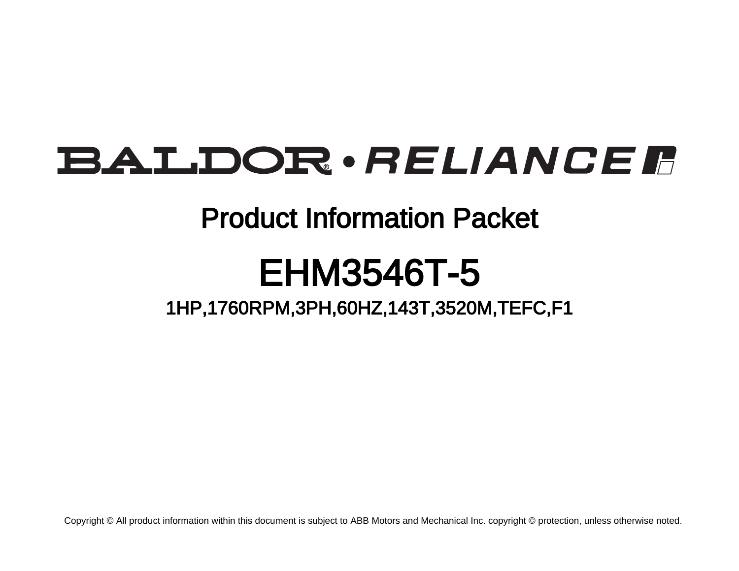# BALDOR • RELIANCE

## Product Information Packet

# EHM3546T-5

### 1HP,1760RPM,3PH,60HZ,143T,3520M,TEFC,F1

Copyright © All product information within this document is subject to ABB Motors and Mechanical Inc. copyright © protection, unless otherwise noted.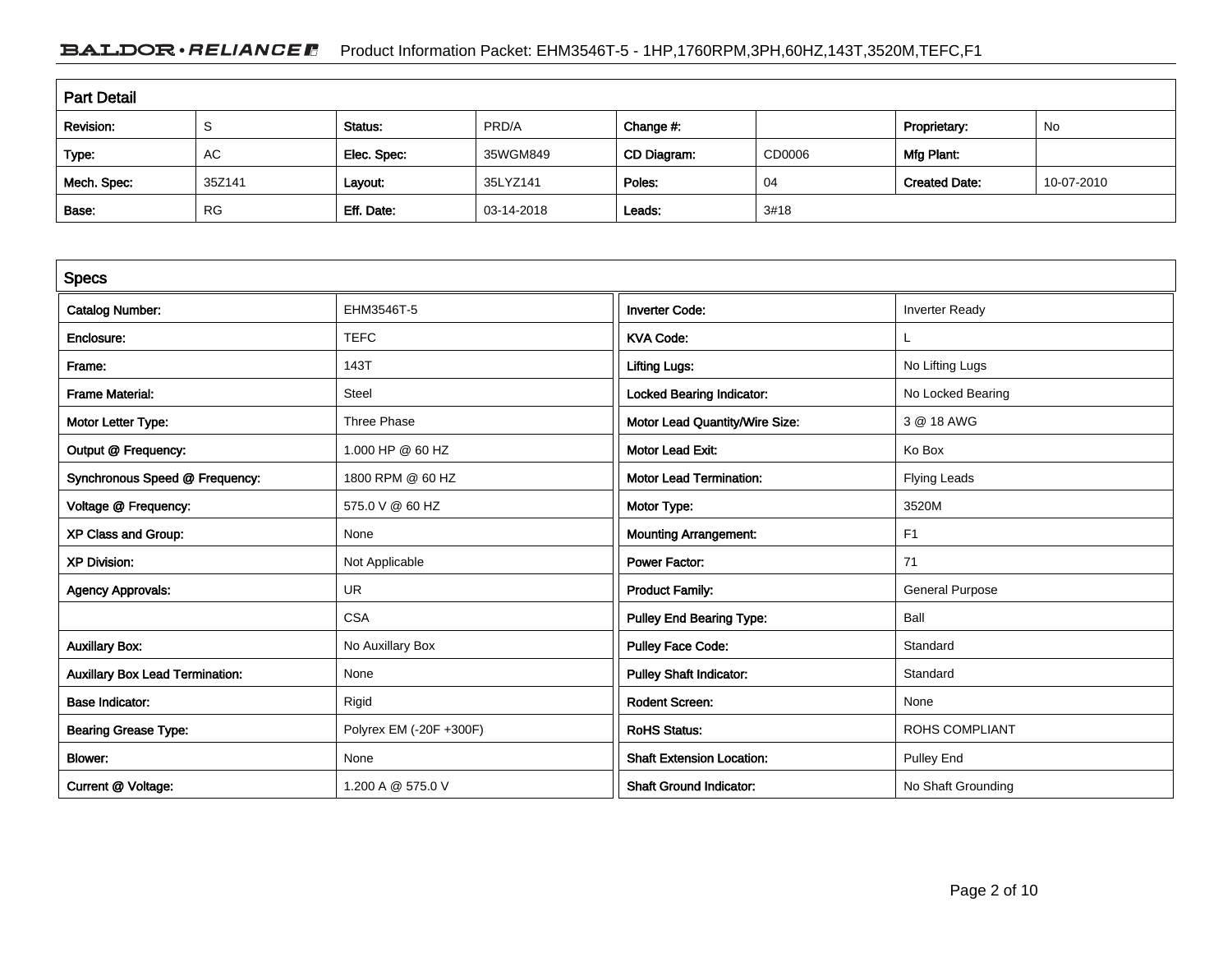## Part Detail

| Revision: | S | Status: | PRD/A | Change #: | | Proprietary: | No |
|---|---|---|---|---|---|---|---|
| Type: | AC | Elec. Spec: | 35WGM849 | CD Diagram: | CD0006 | Mfg Plant: | |
| Mech. Spec: | 35Z141 | Layout: | 35LYZ141 | Poles: | 04 | Created Date: | 10-07-2010 |
| Base: | RG | Eff. Date: | 03-14-2018 | Leads: | 3#18 | | |

## Specs

| | | | |
|---|---|---|---|
| Catalog Number: | EHM3546T-5 | Inverter Code: | Inverter Ready |
| Enclosure: | TEFC | KVA Code: | L |
| Frame: | 143T | Lifting Lugs: | No Lifting Lugs |
| Frame Material: | Steel | Locked Bearing Indicator: | No Locked Bearing |
| Motor Letter Type: | Three Phase | Motor Lead Quantity/Wire Size: | 3 @ 18 AWG |
| Output @ Frequency: | 1.000 HP @ 60 HZ | Motor Lead Exit: | Ko Box |
| Synchronous Speed @ Frequency: | 1800 RPM @ 60 HZ | Motor Lead Termination: | Flying Leads |
| Voltage @ Frequency: | 575.0 V @ 60 HZ | Motor Type: | 3520M |
| XP Class and Group: | None | Mounting Arrangement: | F1 |
| XP Division: | Not Applicable | Power Factor: | 71 |
| Agency Approvals: | UR | Product Family: | General Purpose |
| | CSA | Pulley End Bearing Type: | Ball |
| Auxillary Box: | No Auxillary Box | Pulley Face Code: | Standard |
| Auxillary Box Lead Termination: | None | Pulley Shaft Indicator: | Standard |
| Base Indicator: | Rigid | Rodent Screen: | None |
| Bearing Grease Type: | Polyrex EM (-20F +300F) | RoHS Status: | ROHS COMPLIANT |
| Blower: | None | Shaft Extension Location: | Pulley End |
| Current @ Voltage: | 1.200 A @ 575.0 V | Shaft Ground Indicator: | No Shaft Grounding |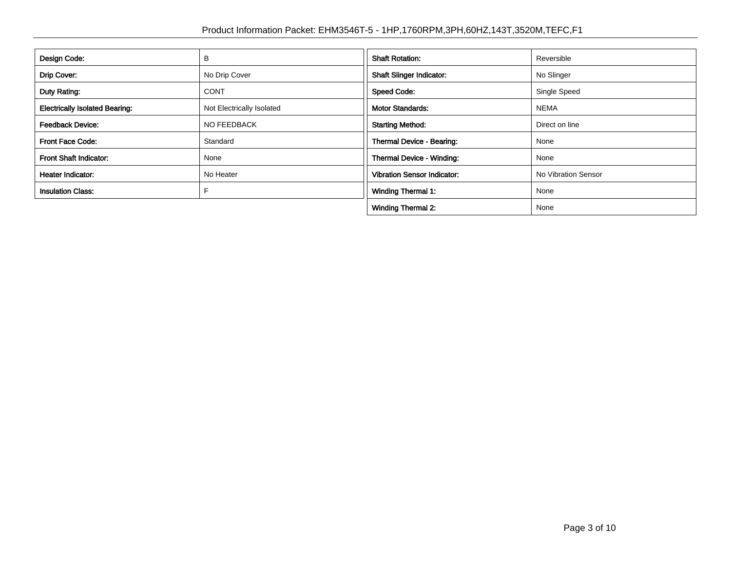| Design Code: | B |
| --- | --- |
| Drip Cover: | No Drip Cover |
| Duty Rating: | CONT |
| Electrically Isolated Bearing: | Not Electrically Isolated |
| Feedback Device: | NO FEEDBACK |
| Front Face Code: | Standard |
| Front Shaft Indicator: | None |
| Heater Indicator: | No Heater |
| Insulation Class: | F |

| Shaft Rotation: | Reversible |
| --- | --- |
| Shaft Slinger Indicator: | No Slinger |
| Speed Code: | Single Speed |
| Motor Standards: | NEMA |
| Starting Method: | Direct on line |
| Thermal Device - Bearing: | None |
| Thermal Device - Winding: | None |
| Vibration Sensor Indicator: | No Vibration Sensor |
| Winding Thermal 1: | None |
| Winding Thermal 2: | None |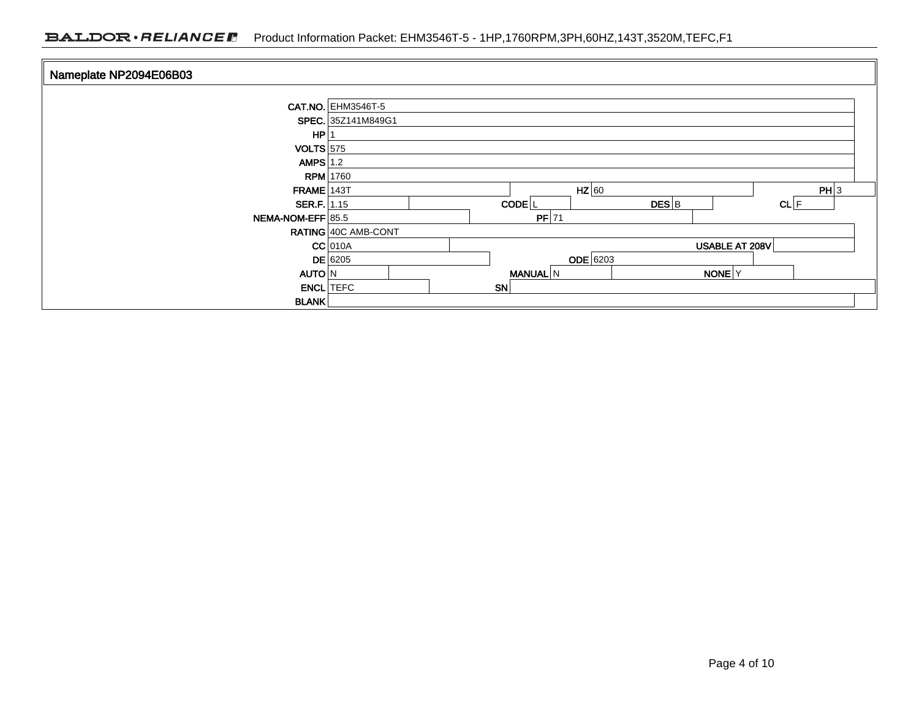## Nameplate NP2094E06B03

| Field | Value | Field | Value | Field | Value | Field | Value |
|---|---|---|---|---|---|---|---|
| CAT.NO. | EHM3546T-5 | | | | | | |
| SPEC. | 35Z141M849G1 | | | | | | |
| HP | 1 | | | | | | |
| VOLTS | 575 | | | | | | |
| AMPS | 1.2 | | | | | | |
| RPM | 1760 | | | | | | |
| FRAME | 143T | HZ | 60 | PH | 3 | | |
| SER.F. | 1.15 | CODE | L | DES | B | CL | F |
| NEMA-NOM-EFF | 85.5 | PF | 71 | | | | |
| RATING | 40C AMB-CONT | | | | | | |
| CC | 010A | USABLE AT 208V | | | | | |
| DE | 6205 | ODE | 6203 | | | | |
| AUTO | N | MANUAL | N | NONE | Y | | |
| ENCL | TEFC | SN | | | | | |
| BLANK | | | | | | | |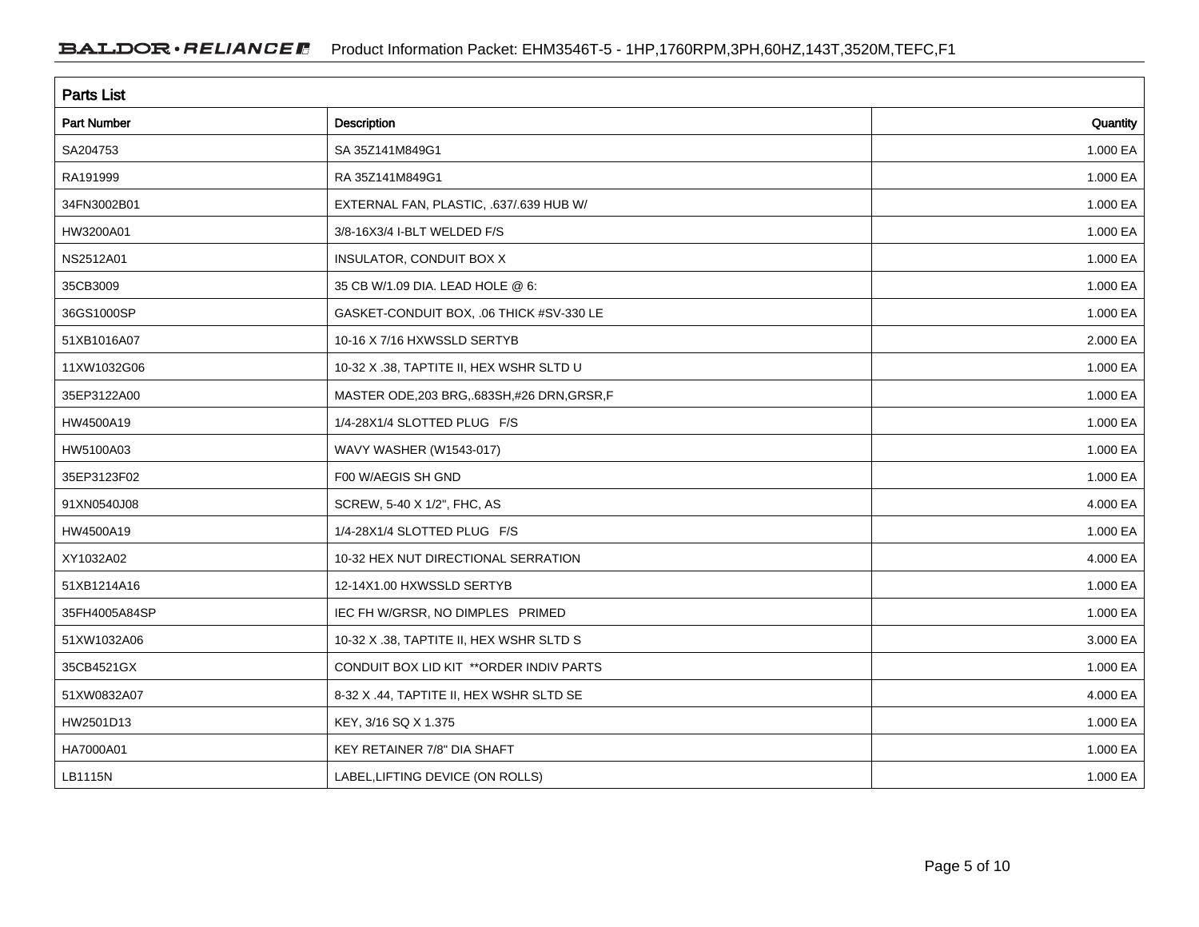## Parts List

| Part Number | Description | Quantity |
|---|---|---|
| SA204753 | SA 35Z141M849G1 | 1.000 EA |
| RA191999 | RA 35Z141M849G1 | 1.000 EA |
| 34FN3002B01 | EXTERNAL FAN, PLASTIC, .637/.639 HUB W/ | 1.000 EA |
| HW3200A01 | 3/8-16X3/4 I-BLT WELDED F/S | 1.000 EA |
| NS2512A01 | INSULATOR, CONDUIT BOX X | 1.000 EA |
| 35CB3009 | 35 CB W/1.09 DIA. LEAD HOLE @ 6: | 1.000 EA |
| 36GS1000SP | GASKET-CONDUIT BOX, .06 THICK #SV-330 LE | 1.000 EA |
| 51XB1016A07 | 10-16 X 7/16 HXWSSLD SERTYB | 2.000 EA |
| 11XW1032G06 | 10-32 X .38, TAPTITE II, HEX WSHR SLTD U | 1.000 EA |
| 35EP3122A00 | MASTER ODE,203 BRG,.683SH,#26 DRN,GRSR,F | 1.000 EA |
| HW4500A19 | 1/4-28X1/4 SLOTTED PLUG F/S | 1.000 EA |
| HW5100A03 | WAVY WASHER (W1543-017) | 1.000 EA |
| 35EP3123F02 | F00 W/AEGIS SH GND | 1.000 EA |
| 91XN0540J08 | SCREW, 5-40 X 1/2", FHC, AS | 4.000 EA |
| HW4500A19 | 1/4-28X1/4 SLOTTED PLUG F/S | 1.000 EA |
| XY1032A02 | 10-32 HEX NUT DIRECTIONAL SERRATION | 4.000 EA |
| 51XB1214A16 | 12-14X1.00 HXWSSLD SERTYB | 1.000 EA |
| 35FH4005A84SP | IEC FH W/GRSR, NO DIMPLES PRIMED | 1.000 EA |
| 51XW1032A06 | 10-32 X .38, TAPTITE II, HEX WSHR SLTD S | 3.000 EA |
| 35CB4521GX | CONDUIT BOX LID KIT **ORDER INDIV PARTS | 1.000 EA |
| 51XW0832A07 | 8-32 X .44, TAPTITE II, HEX WSHR SLTD SE | 4.000 EA |
| HW2501D13 | KEY, 3/16 SQ X 1.375 | 1.000 EA |
| HA7000A01 | KEY RETAINER 7/8" DIA SHAFT | 1.000 EA |
| LB1115N | LABEL,LIFTING DEVICE (ON ROLLS) | 1.000 EA |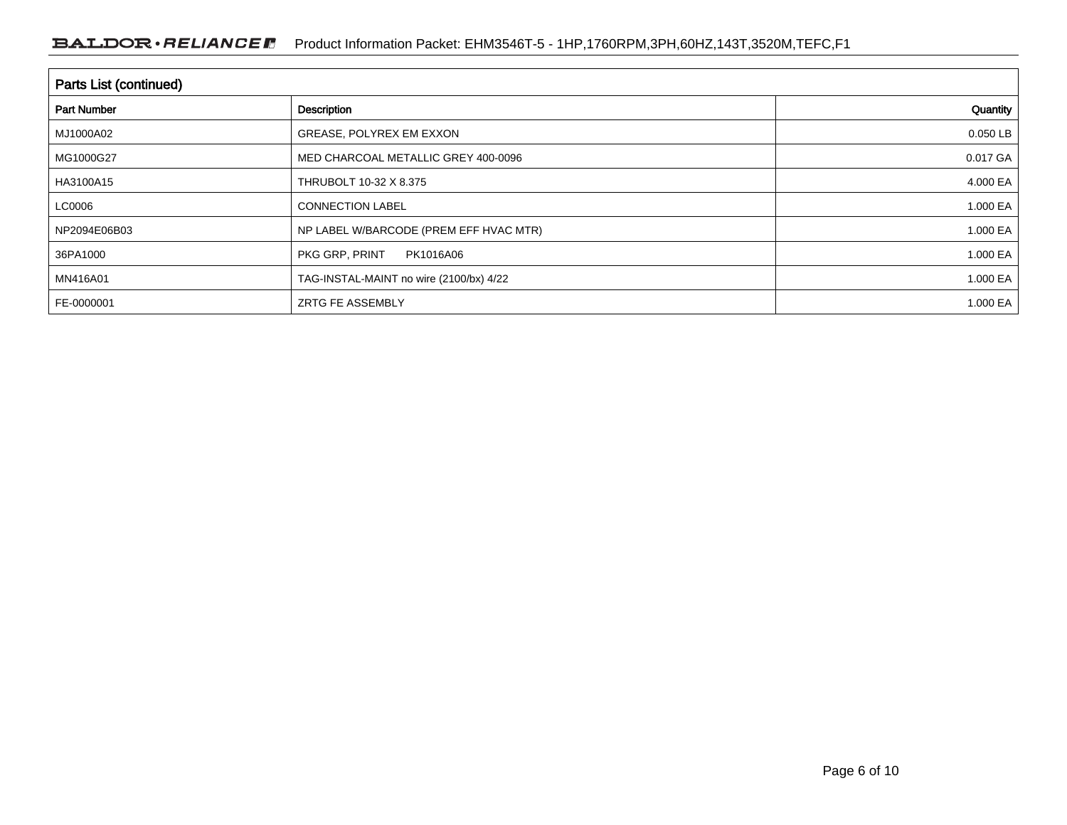## Parts List (continued)

| Part Number | Description | Quantity |
|---|---|---|
| MJ1000A02 | GREASE, POLYREX EM EXXON | 0.050 LB |
| MG1000G27 | MED CHARCOAL METALLIC GREY 400-0096 | 0.017 GA |
| HA3100A15 | THRUBOLT 10-32 X 8.375 | 4.000 EA |
| LC0006 | CONNECTION LABEL | 1.000 EA |
| NP2094E06B03 | NP LABEL W/BARCODE (PREM EFF HVAC MTR) | 1.000 EA |
| 36PA1000 | PKG GRP, PRINT PK1016A06 | 1.000 EA |
| MN416A01 | TAG-INSTAL-MAINT no wire (2100/bx) 4/22 | 1.000 EA |
| FE-0000001 | ZRTG FE ASSEMBLY | 1.000 EA |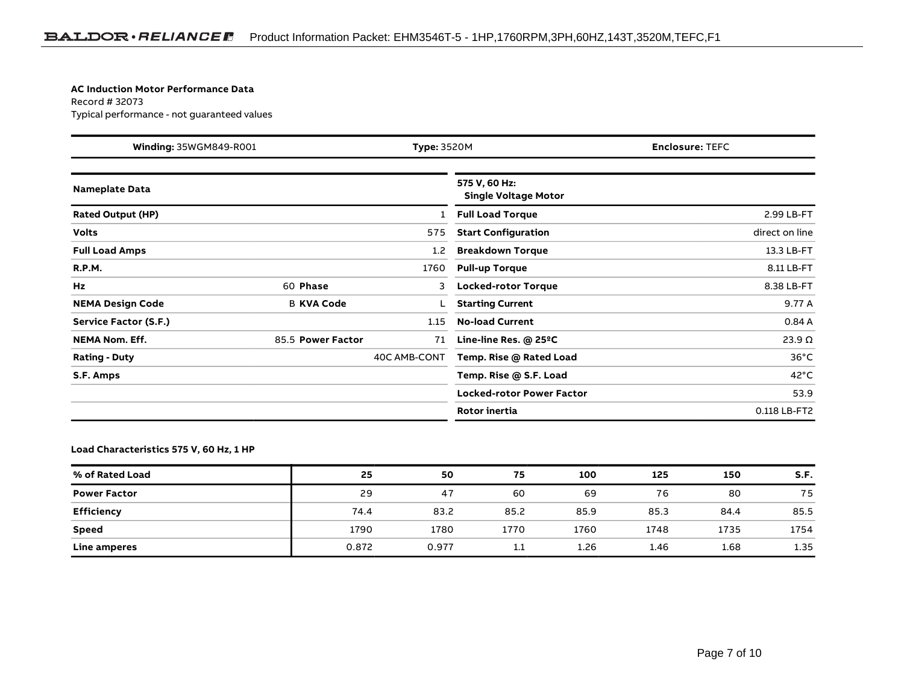**AC Induction Motor Performance Data**
Record # 32073
Typical performance - not guaranteed values

| **Winding:** 35WGM849-R001 | **Type:** 3520M | **Enclosure:** TEFC |
| --- | --- | --- |

| **Nameplate Data** | | | | **575 V, 60 Hz: Single Voltage Motor** | |
| --- | --- | --- | --- | --- | --- |
| **Rated Output (HP)** | | | 1 | **Full Load Torque** | 2.99 LB-FT |
| **Volts** | | | 575 | **Start Configuration** | direct on line |
| **Full Load Amps** | | | 1.2 | **Breakdown Torque** | 13.3 LB-FT |
| **R.P.M.** | | | 1760 | **Pull-up Torque** | 8.11 LB-FT |
| **Hz** | 60 | **Phase** | 3 | **Locked-rotor Torque** | 8.38 LB-FT |
| **NEMA Design Code** | B | **KVA Code** | L | **Starting Current** | 9.77 A |
| **Service Factor (S.F.)** | | | 1.15 | **No-load Current** | 0.84 A |
| **NEMA Nom. Eff.** | 85.5 | **Power Factor** | 71 | **Line-line Res. @ 25ºC** | 23.9 Ω |
| **Rating - Duty** | | | 40C AMB-CONT | **Temp. Rise @ Rated Load** | 36°C |
| **S.F. Amps** | | | | **Temp. Rise @ S.F. Load** | 42°C |
| | | | | **Locked-rotor Power Factor** | 53.9 |
| | | | | **Rotor inertia** | 0.118 LB-FT2 |

**Load Characteristics 575 V, 60 Hz, 1 HP**

| **% of Rated Load** | **25** | **50** | **75** | **100** | **125** | **150** | **S.F.** |
| --- | --- | --- | --- | --- | --- | --- | --- |
| **Power Factor** | 29 | 47 | 60 | 69 | 76 | 80 | 75 |
| **Efficiency** | 74.4 | 83.2 | 85.2 | 85.9 | 85.3 | 84.4 | 85.5 |
| **Speed** | 1790 | 1780 | 1770 | 1760 | 1748 | 1735 | 1754 |
| **Line amperes** | 0.872 | 0.977 | 1.1 | 1.26 | 1.46 | 1.68 | 1.35 |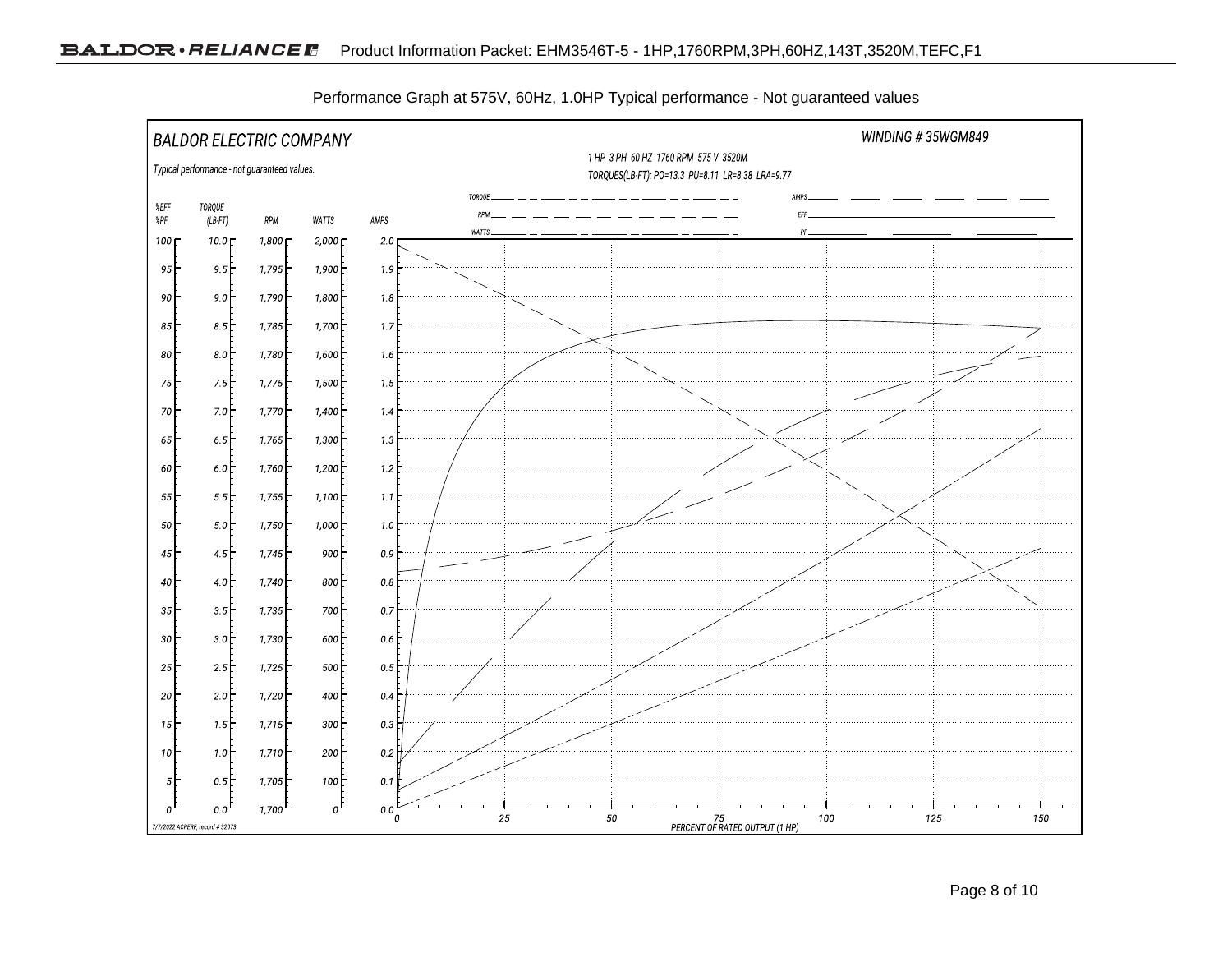Performance Graph at 575V, 60Hz, 1.0HP Typical performance - Not guaranteed values

BALDOR ELECTRIC COMPANY

WINDING # 35WGM849

1 HP 3 PH 60 HZ 1760 RPM 575 V 3520M

TORQUES(LB-FT): PO=13.3 PU=8.11 LR=8.38 LRA=9.77

Typical performance - not guaranteed values.

TORQUE, RPM, WATTS, AMPS, EFF, PF

| %EFF %PF | TORQUE (LB-FT) | RPM | WATTS | AMPS |
|---|---|---|---|---|
| 100 | 10.0 | 1,800 | 2,000 | 2.0 |
| 95 | 9.5 | 1,795 | 1,900 | 1.9 |
| 90 | 9.0 | 1,790 | 1,800 | 1.8 |
| 85 | 8.5 | 1,785 | 1,700 | 1.7 |
| 80 | 8.0 | 1,780 | 1,600 | 1.6 |
| 75 | 7.5 | 1,775 | 1,500 | 1.5 |
| 70 | 7.0 | 1,770 | 1,400 | 1.4 |
| 65 | 6.5 | 1,765 | 1,300 | 1.3 |
| 60 | 6.0 | 1,760 | 1,200 | 1.2 |
| 55 | 5.5 | 1,755 | 1,100 | 1.1 |
| 50 | 5.0 | 1,750 | 1,000 | 1.0 |
| 45 | 4.5 | 1,745 | 900 | 0.9 |
| 40 | 4.0 | 1,740 | 800 | 0.8 |
| 35 | 3.5 | 1,735 | 700 | 0.7 |
| 30 | 3.0 | 1,730 | 600 | 0.6 |
| 25 | 2.5 | 1,725 | 500 | 0.5 |
| 20 | 2.0 | 1,720 | 400 | 0.4 |
| 15 | 1.5 | 1,715 | 300 | 0.3 |
| 10 | 1.0 | 1,710 | 200 | 0.2 |
| 5 | 0.5 | 1,705 | 100 | 0.1 |
| 0 | 0.0 | 1,700 | 0 | 0.0 |

PERCENT OF RATED OUTPUT (1 HP): 0, 25, 50, 75, 100, 125, 150

7/7/2022 ACPERF, record # 32073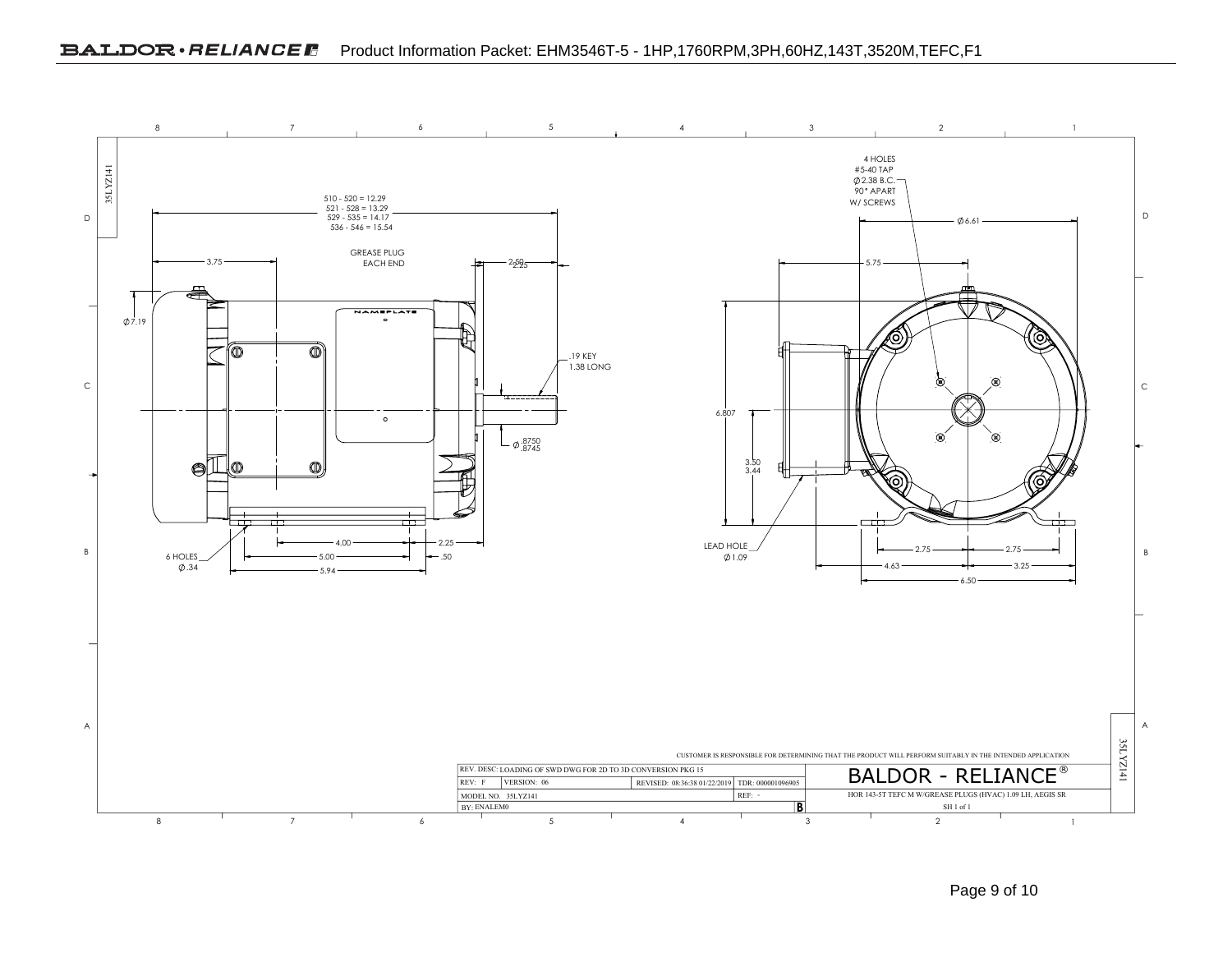## Product Information Packet: EHM3546T-5 - 1HP,1760RPM,3PH,60HZ,143T,3520M,TEFC,F1

35LYZ141

510 - 520 = 12.29
521 - 528 = 13.29
529 - 535 = 14.17
536 - 546 = 15.54

3.75

GREASE PLUG
EACH END

2.50
2.25

Ø7.19

NAMEPLATE

.19 KEY
1.38 LONG

Ø .8750
.8745

4.00
2.25
5.00
.50
5.94

6 HOLES
Ø.34

4 HOLES
#5-40 TAP
Ø2.38 B.C.
90° APART
W/ SCREWS

Ø6.61

5.75

6.807

3.50
3.44

LEAD HOLE
Ø1.09

2.75
2.75
4.63
3.25
6.50

CUSTOMER IS RESPONSIBLE FOR DETERMINING THAT THE PRODUCT WILL PERFORM SUITABLY IN THE INTENDED APPLICATION

| REV. DESC: LOADING OF SWD DWG FOR 2D TO 3D CONVERSION PKG 15 | | | | BALDOR - RELIANCE® |
|---|---|---|---|---|
| REV: F | VERSION: 06 | REVISED: 08:36:38 01/22/2019 | TDR: 000001096905 | |
| MODEL NO. 35LYZ141 | | | REF: - | HOR 143-5T TEFC M W/GREASE PLUGS (HVAC) 1.09 LH, AEGIS SR |
| BY: ENALEM0 | | | B | SH 1 of 1 |

35LYZ141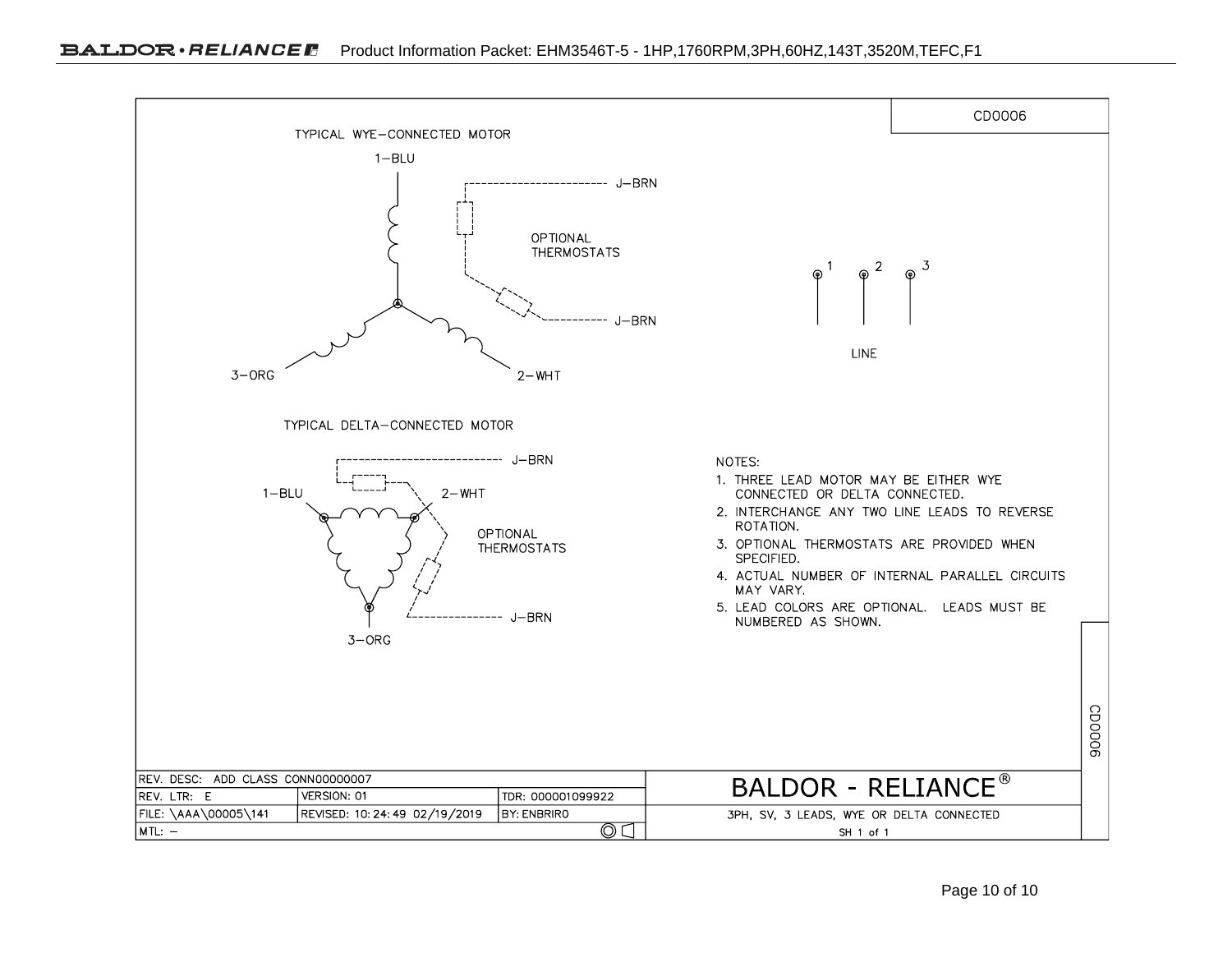CD0006

TYPICAL WYE–CONNECTED MOTOR

1–BLU

J–BRN

OPTIONAL THERMOSTATS

J–BRN

3–ORG

2–WHT

1 2 3

LINE

TYPICAL DELTA–CONNECTED MOTOR

J–BRN

1–BLU

2–WHT

OPTIONAL THERMOSTATS

J–BRN

3–ORG

NOTES:

1. THREE LEAD MOTOR MAY BE EITHER WYE CONNECTED OR DELTA CONNECTED.
2. INTERCHANGE ANY TWO LINE LEADS TO REVERSE ROTATION.
3. OPTIONAL THERMOSTATS ARE PROVIDED WHEN SPECIFIED.
4. ACTUAL NUMBER OF INTERNAL PARALLEL CIRCUITS MAY VARY.
5. LEAD COLORS ARE OPTIONAL. LEADS MUST BE NUMBERED AS SHOWN.

| | | | |
|---|---|---|---|
| REV. DESC: ADD CLASS CONN00000007 | | | BALDOR - RELIANCE® |
| REV. LTR: E | VERSION: 01 | TDR: 000001099922 | |
| FILE: \AAA\00005\141 | REVISED: 10:24:49 02/19/2019 | BY: ENBRIRO | 3PH, SV, 3 LEADS, WYE OR DELTA CONNECTED |
| MTL: – | | | SH 1 of 1 |

CD0006